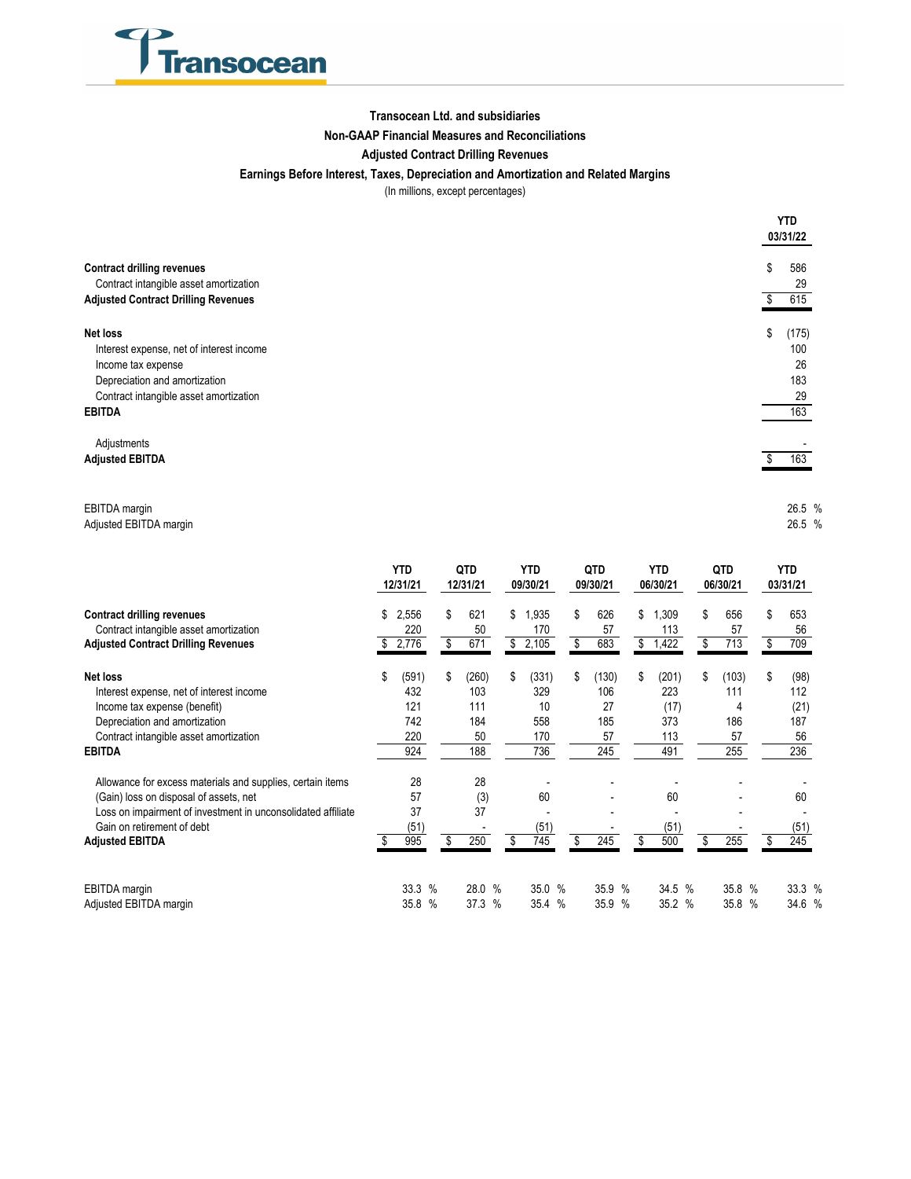Transocean

## Transocean Ltd. and subsidiaries
### Non-GAAP Financial Measures and Reconciliations
### Adjusted Contract Drilling Revenues
### Earnings Before Interest, Taxes, Depreciation and Amortization and Related Margins

(In millions, except percentages)

| | YTD 03/31/22 |
|---|---|
| **Contract drilling revenues** | $ 586 |
| Contract intangible asset amortization | 29 |
| **Adjusted Contract Drilling Revenues** | $ 615 |
| | |
| **Net loss** | $ (175) |
| Interest expense, net of interest income | 100 |
| Income tax expense | 26 |
| Depreciation and amortization | 183 |
| Contract intangible asset amortization | 29 |
| **EBITDA** | 163 |
| | |
| Adjustments | - |
| **Adjusted EBITDA** | $ 163 |
| | |
| EBITDA margin | 26.5 % |
| Adjusted EBITDA margin | 26.5 % |

| | YTD 12/31/21 | QTD 12/31/21 | YTD 09/30/21 | QTD 09/30/21 | YTD 06/30/21 | QTD 06/30/21 | YTD 03/31/21 |
|---|---|---|---|---|---|---|---|
| **Contract drilling revenues** | $ 2,556 | $ 621 | $ 1,935 | $ 626 | $ 1,309 | $ 656 | $ 653 |
| Contract intangible asset amortization | 220 | 50 | 170 | 57 | 113 | 57 | 56 |
| **Adjusted Contract Drilling Revenues** | $ 2,776 | $ 671 | $ 2,105 | $ 683 | $ 1,422 | $ 713 | $ 709 |
| | | | | | | | |
| **Net loss** | $ (591) | $ (260) | $ (331) | $ (130) | $ (201) | $ (103) | $ (98) |
| Interest expense, net of interest income | 432 | 103 | 329 | 106 | 223 | 111 | 112 |
| Income tax expense (benefit) | 121 | 111 | 10 | 27 | (17) | 4 | (21) |
| Depreciation and amortization | 742 | 184 | 558 | 185 | 373 | 186 | 187 |
| Contract intangible asset amortization | 220 | 50 | 170 | 57 | 113 | 57 | 56 |
| **EBITDA** | 924 | 188 | 736 | 245 | 491 | 255 | 236 |
| | | | | | | | |
| Allowance for excess materials and supplies, certain items | 28 | 28 | - | - | - | - | - |
| (Gain) loss on disposal of assets, net | 57 | (3) | 60 | - | 60 | - | 60 |
| Loss on impairment of investment in unconsolidated affiliate | 37 | 37 | - | - | - | - | - |
| Gain on retirement of debt | (51) | - | (51) | - | (51) | - | (51) |
| **Adjusted EBITDA** | $ 995 | $ 250 | $ 745 | $ 245 | $ 500 | $ 255 | $ 245 |
| | | | | | | | |
| EBITDA margin | 33.3 % | 28.0 % | 35.0 % | 35.9 % | 34.5 % | 35.8 % | 33.3 % |
| Adjusted EBITDA margin | 35.8 % | 37.3 % | 35.4 % | 35.9 % | 35.2 % | 35.8 % | 34.6 % |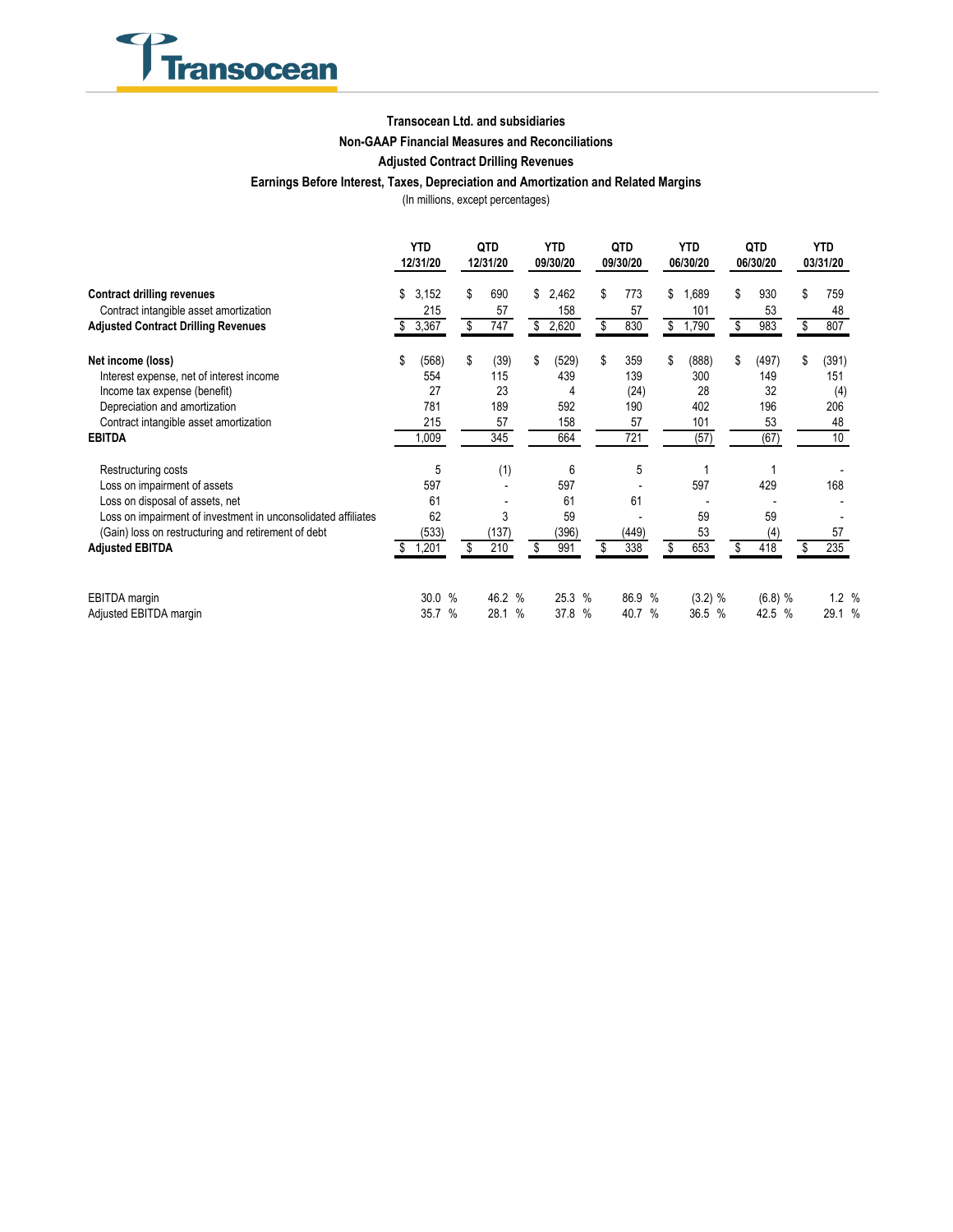**Transocean Ltd. and subsidiaries**

**Non-GAAP Financial Measures and Reconciliations**

**Adjusted Contract Drilling Revenues**

**Earnings Before Interest, Taxes, Depreciation and Amortization and Related Margins**

(In millions, except percentages)

| | YTD 12/31/20 | QTD 12/31/20 | YTD 09/30/20 | QTD 09/30/20 | YTD 06/30/20 | QTD 06/30/20 | YTD 03/31/20 |
|---|---|---|---|---|---|---|---|
| **Contract drilling revenues** | $ 3,152 | $ 690 | $ 2,462 | $ 773 | $ 1,689 | $ 930 | $ 759 |
| Contract intangible asset amortization | 215 | 57 | 158 | 57 | 101 | 53 | 48 |
| **Adjusted Contract Drilling Revenues** | $ 3,367 | $ 747 | $ 2,620 | $ 830 | $ 1,790 | $ 983 | $ 807 |
| | | | | | | | |
| **Net income (loss)** | $ (568) | $ (39) | $ (529) | $ 359 | $ (888) | $ (497) | $ (391) |
| Interest expense, net of interest income | 554 | 115 | 439 | 139 | 300 | 149 | 151 |
| Income tax expense (benefit) | 27 | 23 | 4 | (24) | 28 | 32 | (4) |
| Depreciation and amortization | 781 | 189 | 592 | 190 | 402 | 196 | 206 |
| Contract intangible asset amortization | 215 | 57 | 158 | 57 | 101 | 53 | 48 |
| **EBITDA** | 1,009 | 345 | 664 | 721 | (57) | (67) | 10 |
| | | | | | | | |
| Restructuring costs | 5 | (1) | 6 | 5 | 1 | 1 | - |
| Loss on impairment of assets | 597 | - | 597 | - | 597 | 429 | 168 |
| Loss on disposal of assets, net | 61 | - | 61 | 61 | - | - | - |
| Loss on impairment of investment in unconsolidated affiliates | 62 | 3 | 59 | - | 59 | 59 | - |
| (Gain) loss on restructuring and retirement of debt | (533) | (137) | (396) | (449) | 53 | (4) | 57 |
| **Adjusted EBITDA** | $ 1,201 | $ 210 | $ 991 | $ 338 | $ 653 | $ 418 | $ 235 |
| | | | | | | | |
| EBITDA margin | 30.0 % | 46.2 % | 25.3 % | 86.9 % | (3.2) % | (6.8) % | 1.2 % |
| Adjusted EBITDA margin | 35.7 % | 28.1 % | 37.8 % | 40.7 % | 36.5 % | 42.5 % | 29.1 % |